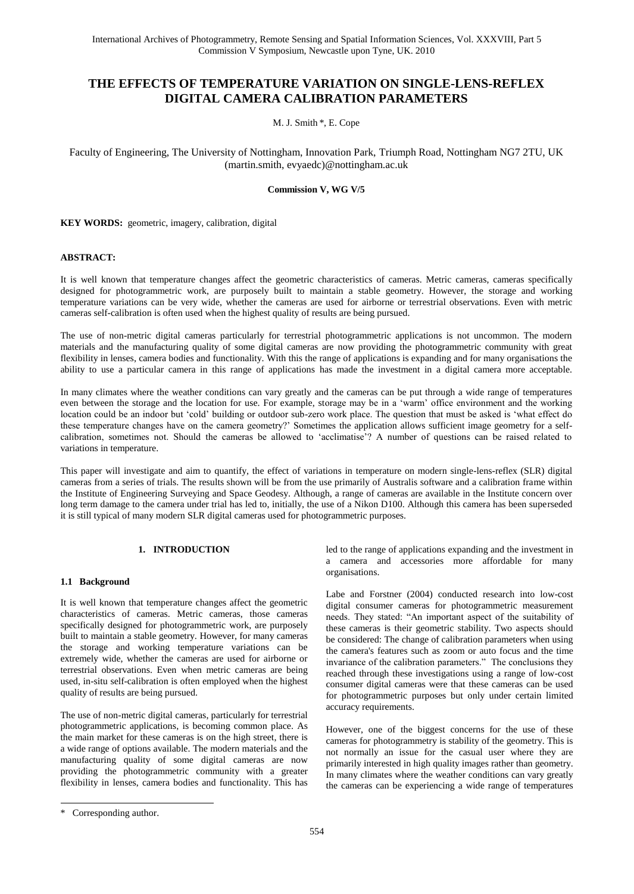# THE EFFECTS OF TEMPERATURE VARIATION ON SINGLE-LENS-REFLEX DIGITAL CAMERA CALIBRATION PARAMETERS

M. J. Smith *, E. Cope

Faculty of Engineering, The University of Nottingham, Innovation Park, Triumph Road, Nottingham NG7 2TU, UK
(martin.smith, evyaedc)@nottingham.ac.uk

**Commission V, WG V/5**

**KEY WORDS:** geometric, imagery, calibration, digital

**ABSTRACT:**

It is well known that temperature changes affect the geometric characteristics of cameras. Metric cameras, cameras specifically designed for photogrammetric work, are purposely built to maintain a stable geometry. However, the storage and working temperature variations can be very wide, whether the cameras are used for airborne or terrestrial observations. Even with metric cameras self-calibration is often used when the highest quality of results are being pursued.

The use of non-metric digital cameras particularly for terrestrial photogrammetric applications is not uncommon. The modern materials and the manufacturing quality of some digital cameras are now providing the photogrammetric community with great flexibility in lenses, camera bodies and functionality. With this the range of applications is expanding and for many organisations the ability to use a particular camera in this range of applications has made the investment in a digital camera more acceptable.

In many climates where the weather conditions can vary greatly and the cameras can be put through a wide range of temperatures even between the storage and the location for use. For example, storage may be in a 'warm' office environment and the working location could be an indoor but 'cold' building or outdoor sub-zero work place. The question that must be asked is 'what effect do these temperature changes have on the camera geometry?' Sometimes the application allows sufficient image geometry for a self-calibration, sometimes not. Should the cameras be allowed to 'acclimatise'? A number of questions can be raised related to variations in temperature.

This paper will investigate and aim to quantify, the effect of variations in temperature on modern single-lens-reflex (SLR) digital cameras from a series of trials. The results shown will be from the use primarily of Australis software and a calibration frame within the Institute of Engineering Surveying and Space Geodesy. Although, a range of cameras are available in the Institute concern over long term damage to the camera under trial has led to, initially, the use of a Nikon D100. Although this camera has been superseded it is still typical of many modern SLR digital cameras used for photogrammetric purposes.

## 1. INTRODUCTION

### 1.1 Background

It is well known that temperature changes affect the geometric characteristics of cameras. Metric cameras, those cameras specifically designed for photogrammetric work, are purposely built to maintain a stable geometry. However, for many cameras the storage and working temperature variations can be extremely wide, whether the cameras are used for airborne or terrestrial observations. Even when metric cameras are being used, in-situ self-calibration is often employed when the highest quality of results are being pursued.

The use of non-metric digital cameras, particularly for terrestrial photogrammetric applications, is becoming common place. As the main market for these cameras is on the high street, there is a wide range of options available. The modern materials and the manufacturing quality of some digital cameras are now providing the photogrammetric community with a greater flexibility in lenses, camera bodies and functionality. This has led to the range of applications expanding and the investment in a camera and accessories more affordable for many organisations.

Labe and Forstner (2004) conducted research into low-cost digital consumer cameras for photogrammetric measurement needs. They stated: "An important aspect of the suitability of these cameras is their geometric stability. Two aspects should be considered: The change of calibration parameters when using the camera's features such as zoom or auto focus and the time invariance of the calibration parameters." The conclusions they reached through these investigations using a range of low-cost consumer digital cameras were that these cameras can be used for photogrammetric purposes but only under certain limited accuracy requirements.

However, one of the biggest concerns for the use of these cameras for photogrammetry is stability of the geometry. This is not normally an issue for the casual user where they are primarily interested in high quality images rather than geometry. In many climates where the weather conditions can vary greatly the cameras can be experiencing a wide range of temperatures

* Corresponding author.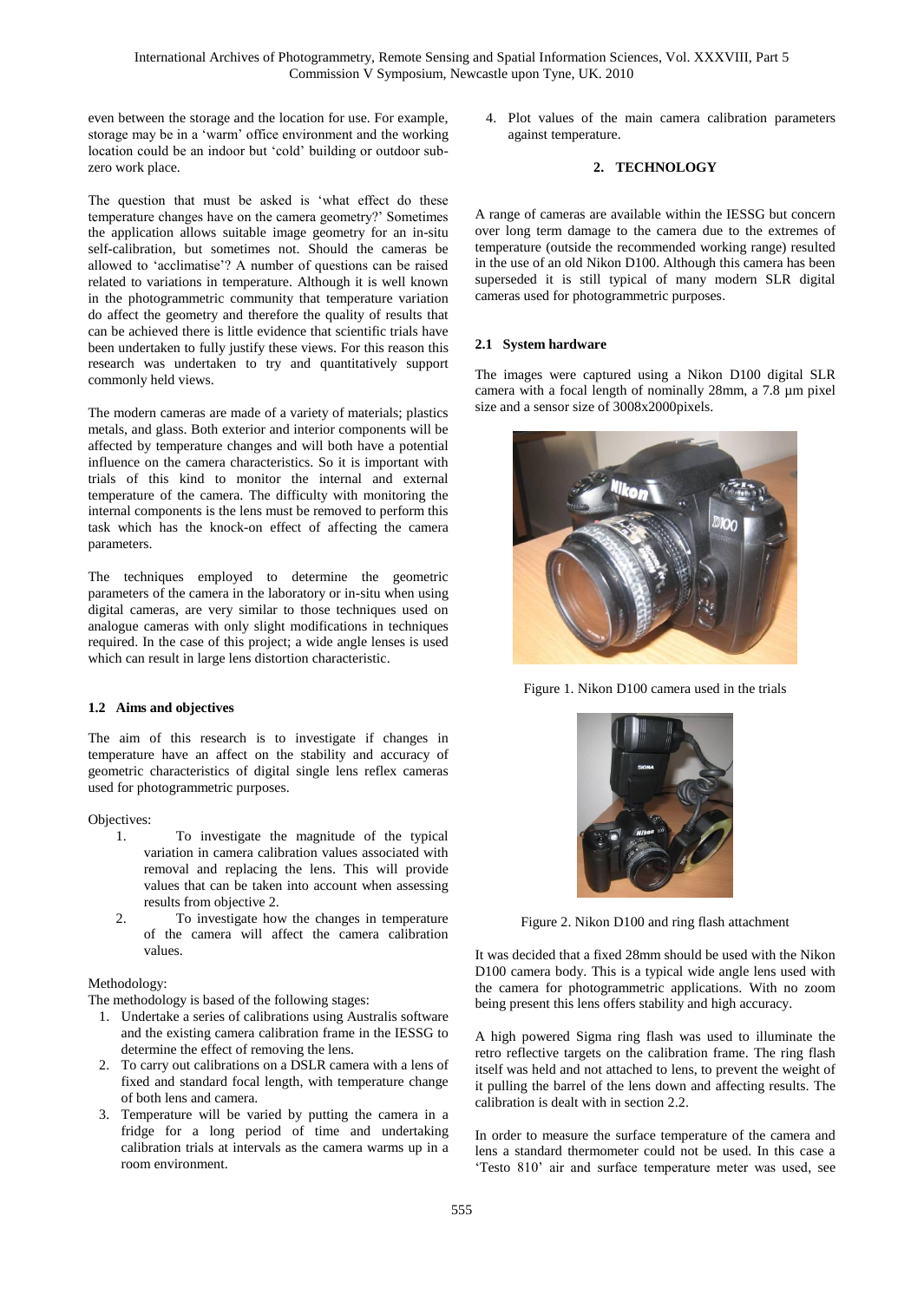even between the storage and the location for use. For example, storage may be in a 'warm' office environment and the working location could be an indoor but 'cold' building or outdoor sub-zero work place.

The question that must be asked is 'what effect do these temperature changes have on the camera geometry?' Sometimes the application allows suitable image geometry for an in-situ self-calibration, but sometimes not. Should the cameras be allowed to 'acclimatise'? A number of questions can be raised related to variations in temperature. Although it is well known in the photogrammetric community that temperature variation do affect the geometry and therefore the quality of results that can be achieved there is little evidence that scientific trials have been undertaken to fully justify these views. For this reason this research was undertaken to try and quantitatively support commonly held views.

The modern cameras are made of a variety of materials; plastics metals, and glass. Both exterior and interior components will be affected by temperature changes and will both have a potential influence on the camera characteristics. So it is important with trials of this kind to monitor the internal and external temperature of the camera. The difficulty with monitoring the internal components is the lens must be removed to perform this task which has the knock-on effect of affecting the camera parameters.

The techniques employed to determine the geometric parameters of the camera in the laboratory or in-situ when using digital cameras, are very similar to those techniques used on analogue cameras with only slight modifications in techniques required. In the case of this project; a wide angle lenses is used which can result in large lens distortion characteristic.

### 1.2 Aims and objectives

The aim of this research is to investigate if changes in temperature have an affect on the stability and accuracy of geometric characteristics of digital single lens reflex cameras used for photogrammetric purposes.

Objectives:

1. To investigate the magnitude of the typical variation in camera calibration values associated with removal and replacing the lens. This will provide values that can be taken into account when assessing results from objective 2.
2. To investigate how the changes in temperature of the camera will affect the camera calibration values.

Methodology:
The methodology is based of the following stages:

1. Undertake a series of calibrations using Australis software and the existing camera calibration frame in the IESSG to determine the effect of removing the lens.
2. To carry out calibrations on a DSLR camera with a lens of fixed and standard focal length, with temperature change of both lens and camera.
3. Temperature will be varied by putting the camera in a fridge for a long period of time and undertaking calibration trials at intervals as the camera warms up in a room environment.
4. Plot values of the main camera calibration parameters against temperature.

## 2. TECHNOLOGY

A range of cameras are available within the IESSG but concern over long term damage to the camera due to the extremes of temperature (outside the recommended working range) resulted in the use of an old Nikon D100. Although this camera has been superseded it is still typical of many modern SLR digital cameras used for photogrammetric purposes.

### 2.1 System hardware

The images were captured using a Nikon D100 digital SLR camera with a focal length of nominally 28mm, a 7.8 µm pixel size and a sensor size of 3008x2000pixels.

Figure 1. Nikon D100 camera used in the trials

Figure 2. Nikon D100 and ring flash attachment

It was decided that a fixed 28mm should be used with the Nikon D100 camera body. This is a typical wide angle lens used with the camera for photogrammetric applications. With no zoom being present this lens offers stability and high accuracy.

A high powered Sigma ring flash was used to illuminate the retro reflective targets on the calibration frame. The ring flash itself was held and not attached to lens, to prevent the weight of it pulling the barrel of the lens down and affecting results. The calibration is dealt with in section 2.2.

In order to measure the surface temperature of the camera and lens a standard thermometer could not be used. In this case a 'Testo 810' air and surface temperature meter was used, see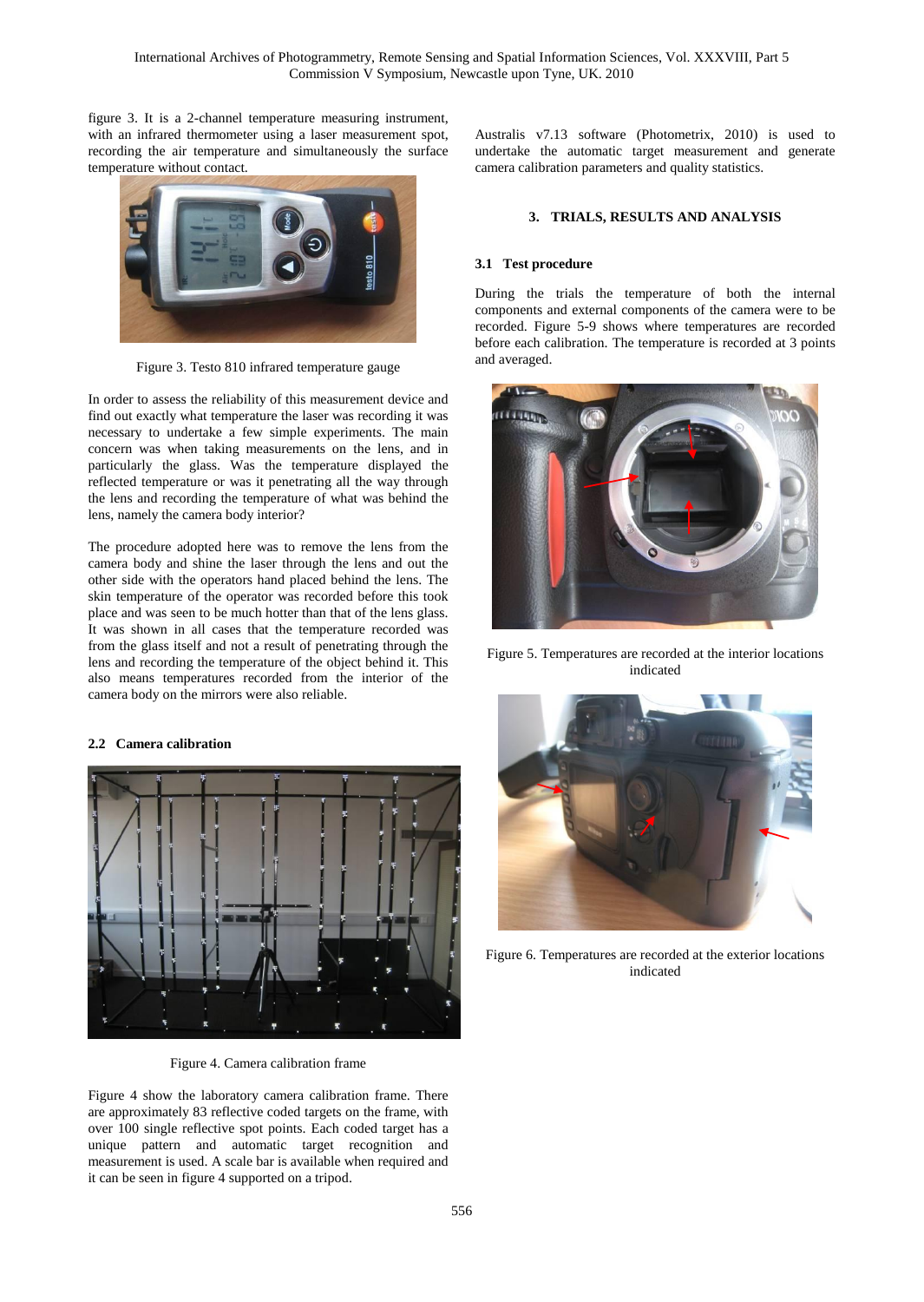figure 3. It is a 2-channel temperature measuring instrument, with an infrared thermometer using a laser measurement spot, recording the air temperature and simultaneously the surface temperature without contact.

Figure 3. Testo 810 infrared temperature gauge

In order to assess the reliability of this measurement device and find out exactly what temperature the laser was recording it was necessary to undertake a few simple experiments. The main concern was when taking measurements on the lens, and in particularly the glass. Was the temperature displayed the reflected temperature or was it penetrating all the way through the lens and recording the temperature of what was behind the lens, namely the camera body interior?

The procedure adopted here was to remove the lens from the camera body and shine the laser through the lens and out the other side with the operators hand placed behind the lens. The skin temperature of the operator was recorded before this took place and was seen to be much hotter than that of the lens glass. It was shown in all cases that the temperature recorded was from the glass itself and not a result of penetrating through the lens and recording the temperature of the object behind it. This also means temperatures recorded from the interior of the camera body on the mirrors were also reliable.

### 2.2 Camera calibration

Figure 4. Camera calibration frame

Figure 4 show the laboratory camera calibration frame. There are approximately 83 reflective coded targets on the frame, with over 100 single reflective spot points. Each coded target has a unique pattern and automatic target recognition and measurement is used. A scale bar is available when required and it can be seen in figure 4 supported on a tripod.

Australis v7.13 software (Photometrix, 2010) is used to undertake the automatic target measurement and generate camera calibration parameters and quality statistics.

## 3. TRIALS, RESULTS AND ANALYSIS

### 3.1 Test procedure

During the trials the temperature of both the internal components and external components of the camera were to be recorded. Figure 5-9 shows where temperatures are recorded before each calibration. The temperature is recorded at 3 points and averaged.

Figure 5. Temperatures are recorded at the interior locations indicated

Figure 6. Temperatures are recorded at the exterior locations indicated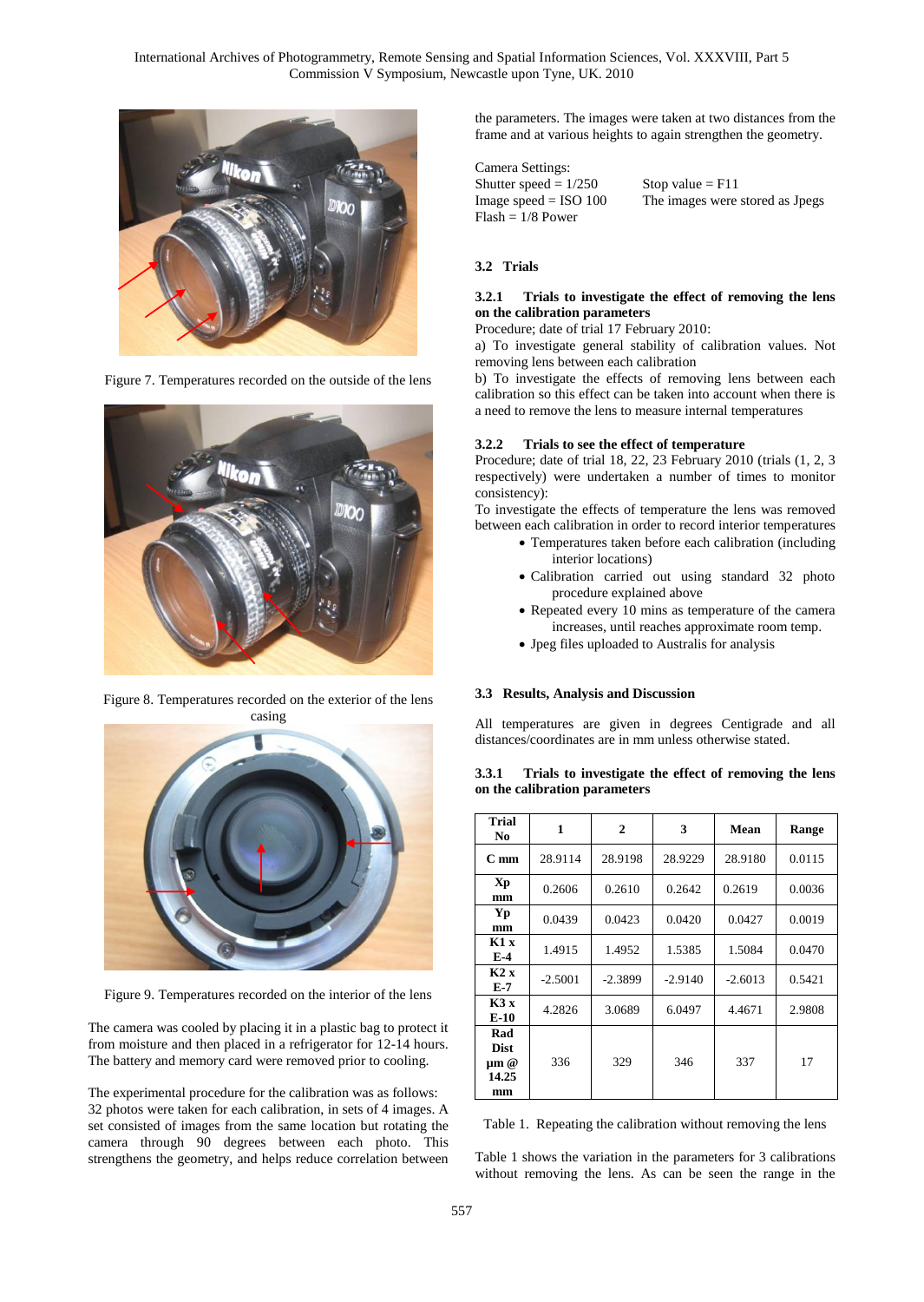Figure 7. Temperatures recorded on the outside of the lens

Figure 8. Temperatures recorded on the exterior of the lens casing

Figure 9. Temperatures recorded on the interior of the lens

The camera was cooled by placing it in a plastic bag to protect it from moisture and then placed in a refrigerator for 12-14 hours. The battery and memory card were removed prior to cooling.

The experimental procedure for the calibration was as follows: 32 photos were taken for each calibration, in sets of 4 images. A set consisted of images from the same location but rotating the camera through 90 degrees between each photo. This strengthens the geometry, and helps reduce correlation between the parameters. The images were taken at two distances from the frame and at various heights to again strengthen the geometry.

Camera Settings:
Shutter speed = 1/250
Stop value = F11
Image speed = ISO 100
The images were stored as Jpegs
Flash = 1/8 Power

### 3.2 Trials

#### 3.2.1 Trials to investigate the effect of removing the lens on the calibration parameters

Procedure; date of trial 17 February 2010:
a) To investigate general stability of calibration values. Not removing lens between each calibration
b) To investigate the effects of removing lens between each calibration so this effect can be taken into account when there is a need to remove the lens to measure internal temperatures

#### 3.2.2 Trials to see the effect of temperature

Procedure; date of trial 18, 22, 23 February 2010 (trials (1, 2, 3 respectively) were undertaken a number of times to monitor consistency):
To investigate the effects of temperature the lens was removed between each calibration in order to record interior temperatures

- Temperatures taken before each calibration (including interior locations)
- Calibration carried out using standard 32 photo procedure explained above
- Repeated every 10 mins as temperature of the camera increases, until reaches approximate room temp.
- Jpeg files uploaded to Australis for analysis

### 3.3 Results, Analysis and Discussion

All temperatures are given in degrees Centigrade and all distances/coordinates are in mm unless otherwise stated.

#### 3.3.1 Trials to investigate the effect of removing the lens on the calibration parameters

| Trial No | 1 | 2 | 3 | Mean | Range |
|---|---|---|---|---|---|
| C mm | 28.9114 | 28.9198 | 28.9229 | 28.9180 | 0.0115 |
| Xp mm | 0.2606 | 0.2610 | 0.2642 | 0.2619 | 0.0036 |
| Yp mm | 0.0439 | 0.0423 | 0.0420 | 0.0427 | 0.0019 |
| K1 x E-4 | 1.4915 | 1.4952 | 1.5385 | 1.5084 | 0.0470 |
| K2 x E-7 | -2.5001 | -2.3899 | -2.9140 | -2.6013 | 0.5421 |
| K3 x E-10 | 4.2826 | 3.0689 | 6.0497 | 4.4671 | 2.9808 |
| Rad Dist µm @ 14.25 mm | 336 | 329 | 346 | 337 | 17 |

Table 1. Repeating the calibration without removing the lens

Table 1 shows the variation in the parameters for 3 calibrations without removing the lens. As can be seen the range in the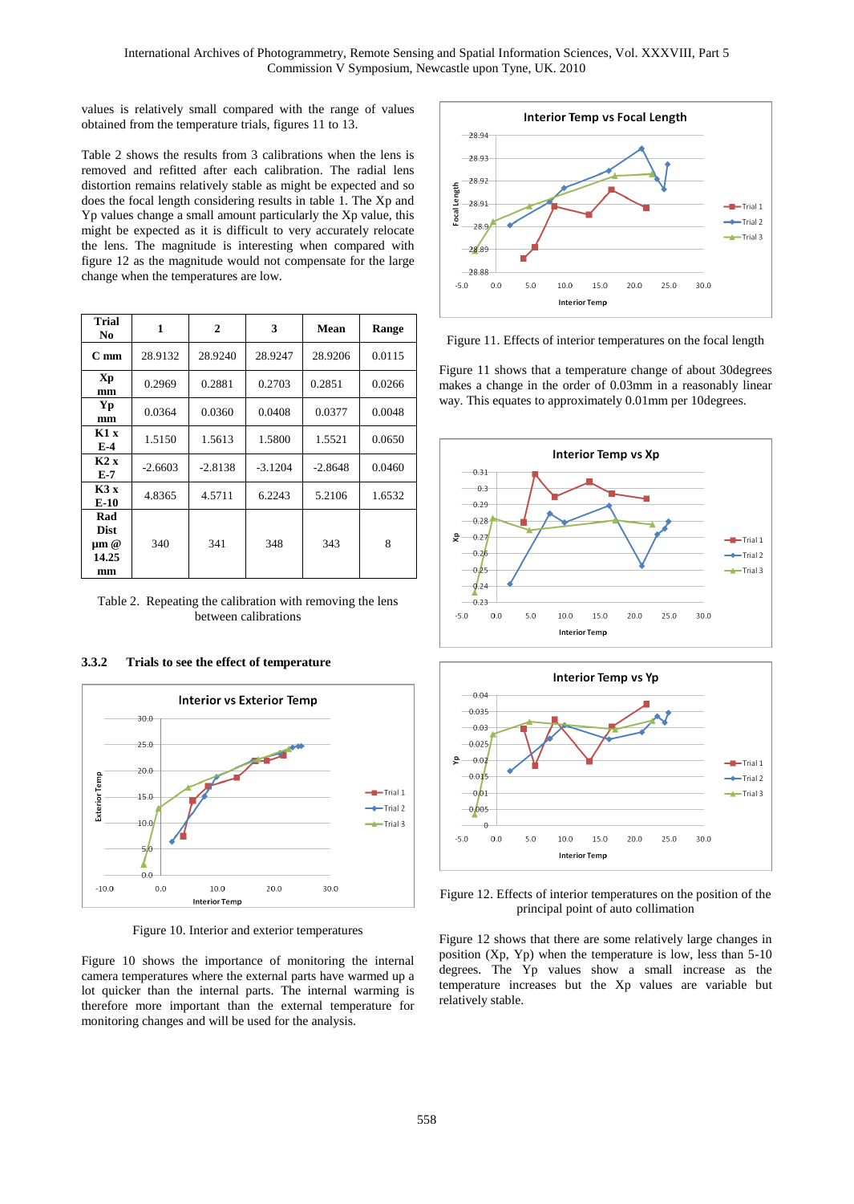values is relatively small compared with the range of values obtained from the temperature trials, figures 11 to 13.

Table 2 shows the results from 3 calibrations when the lens is removed and refitted after each calibration. The radial lens distortion remains relatively stable as might be expected and so does the focal length considering results in table 1. The Xp and Yp values change a small amount particularly the Xp value, this might be expected as it is difficult to very accurately relocate the lens. The magnitude is interesting when compared with figure 12 as the magnitude would not compensate for the large change when the temperatures are low.

| Trial No | 1 | 2 | 3 | Mean | Range |
|---|---|---|---|---|---|
| C mm | 28.9132 | 28.9240 | 28.9247 | 28.9206 | 0.0115 |
| Xp mm | 0.2969 | 0.2881 | 0.2703 | 0.2851 | 0.0266 |
| Yp mm | 0.0364 | 0.0360 | 0.0408 | 0.0377 | 0.0048 |
| K1 x E-4 | 1.5150 | 1.5613 | 1.5800 | 1.5521 | 0.0650 |
| K2 x E-7 | -2.6603 | -2.8138 | -3.1204 | -2.8648 | 0.0460 |
| K3 x E-10 | 4.8365 | 4.5711 | 6.2243 | 5.2106 | 1.6532 |
| Rad Dist µm @ 14.25 mm | 340 | 341 | 348 | 343 | 8 |

Table 2. Repeating the calibration with removing the lens between calibrations

### 3.3.2 Trials to see the effect of temperature

Figure 10. Interior and exterior temperatures

Figure 10 shows the importance of monitoring the internal camera temperatures where the external parts have warmed up a lot quicker than the internal parts. The internal warming is therefore more important than the external temperature for monitoring changes and will be used for the analysis.

Figure 11. Effects of interior temperatures on the focal length

Figure 11 shows that a temperature change of about 30degrees makes a change in the order of 0.03mm in a reasonably linear way. This equates to approximately 0.01mm per 10degrees.

Figure 12. Effects of interior temperatures on the position of the principal point of auto collimation

Figure 12 shows that there are some relatively large changes in position (Xp, Yp) when the temperature is low, less than 5-10 degrees. The Yp values show a small increase as the temperature increases but the Xp values are variable but relatively stable.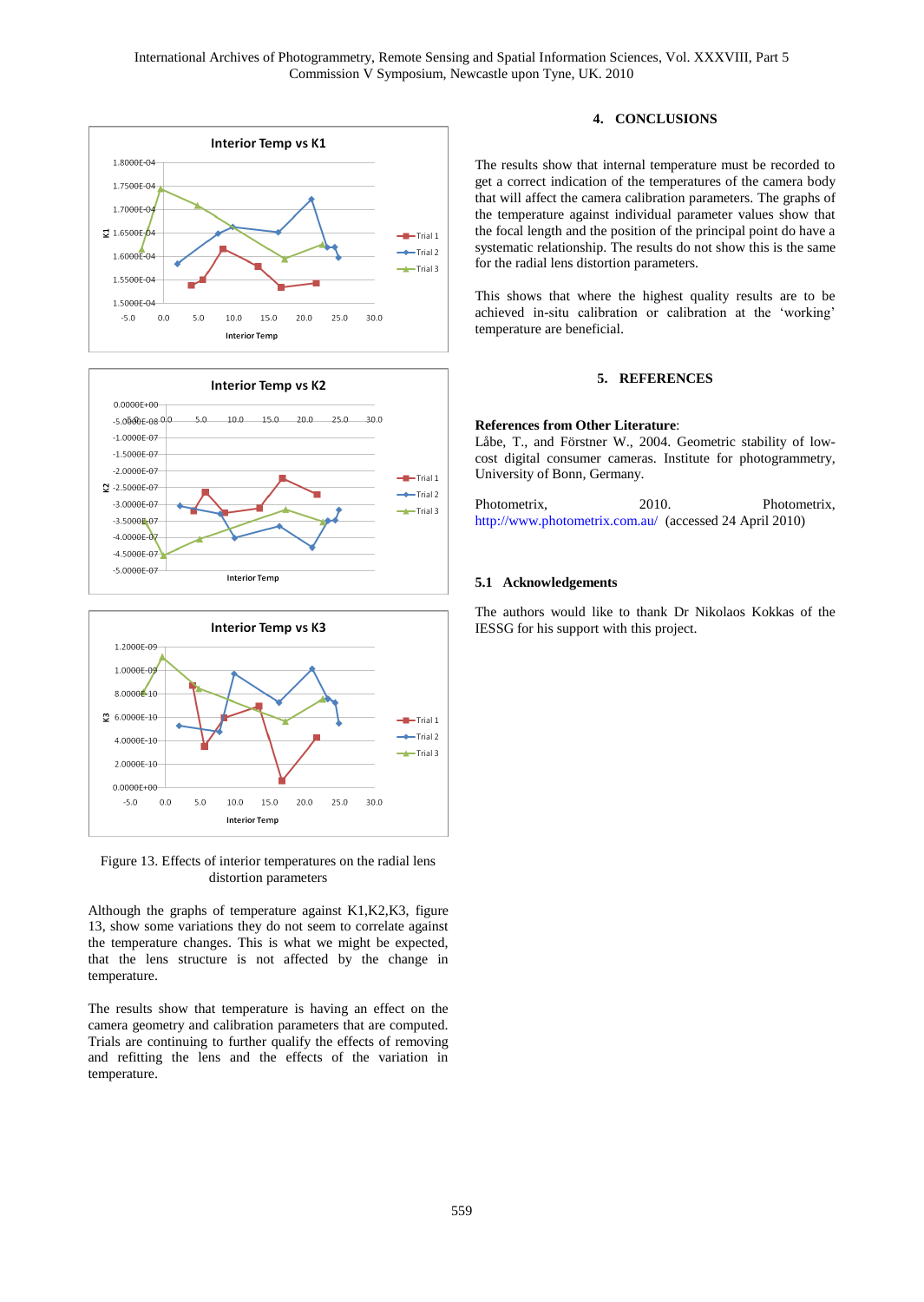Interior Temp vs K1

1.8000E-04
1.7500E-04
1.7000E-04
1.6500E-04
1.6000E-04
1.5500E-04
1.5000E-04

K1

-5.0 0.0 5.0 10.0 15.0 20.0 25.0 30.0

Interior Temp

Trial 1
Trial 2
Trial 3

Interior Temp vs K2

0.0000E+00
-5.0000E-08
-1.0000E-07
-1.5000E-07
-2.0000E-07
-2.5000E-07
-3.0000E-07
-3.5000E-07
-4.0000E-07
-4.5000E-07
-5.0000E-07

K2

0.0 5.0 10.0 15.0 20.0 25.0 30.0

Interior Temp

Trial 1
Trial 2
Trial 3

Interior Temp vs K3

1.2000E-09
1.0000E-09
8.0000E-10
6.0000E-10
4.0000E-10
2.0000E-10
0.0000E+00

K3

-5.0 0.0 5.0 10.0 15.0 20.0 25.0 30.0

Interior Temp

Trial 1
Trial 2
Trial 3

Figure 13. Effects of interior temperatures on the radial lens distortion parameters

Although the graphs of temperature against K1,K2,K3, figure 13, show some variations they do not seem to correlate against the temperature changes. This is what we might be expected, that the lens structure is not affected by the change in temperature.

The results show that temperature is having an effect on the camera geometry and calibration parameters that are computed. Trials are continuing to further qualify the effects of removing and refitting the lens and the effects of the variation in temperature.

## 4. CONCLUSIONS

The results show that internal temperature must be recorded to get a correct indication of the temperatures of the camera body that will affect the camera calibration parameters. The graphs of the temperature against individual parameter values show that the focal length and the position of the principal point do have a systematic relationship. The results do not show this is the same for the radial lens distortion parameters.

This shows that where the highest quality results are to be achieved in-situ calibration or calibration at the 'working' temperature are beneficial.

## 5. REFERENCES

**References from Other Literature**:

Låbe, T., and Förstner W., 2004. Geometric stability of low-cost digital consumer cameras. Institute for photogrammetry, University of Bonn, Germany.

Photometrix, 2010. Photometrix, http://www.photometrix.com.au/ (accessed 24 April 2010)

### 5.1 Acknowledgements

The authors would like to thank Dr Nikolaos Kokkas of the IESSG for his support with this project.